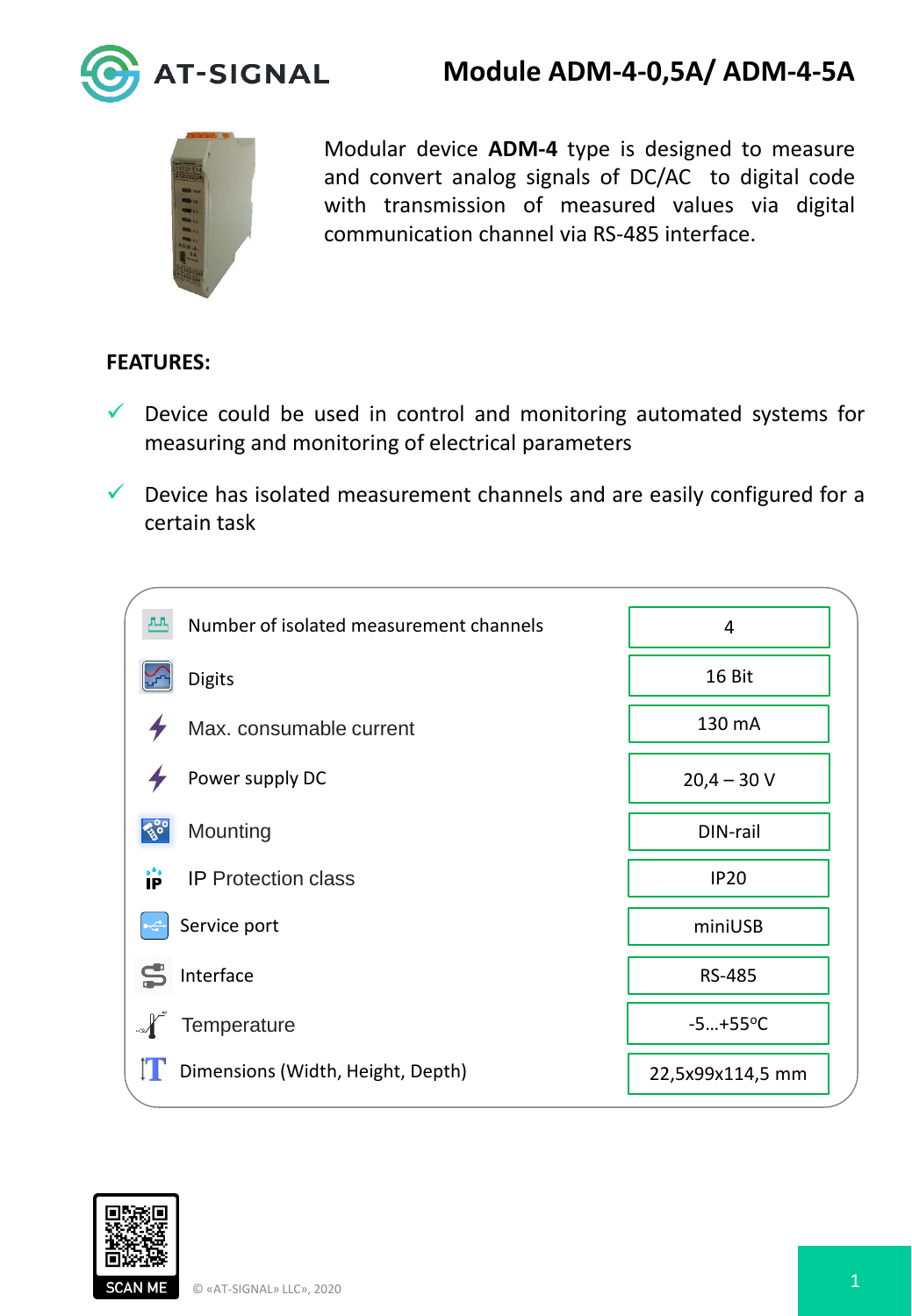# Module ADM-4-0,5A/ ADM-4-5A

Modular device **ADM-4** type is designed to measure and convert analog signals of DC/AC to digital code with transmission of measured values via digital communication channel via RS-485 interface.

**FEATURES:**

- ✓ Device could be used in control and monitoring automated systems for measuring and monitoring of electrical parameters
- ✓ Device has isolated measurement channels and are easily configured for a certain task

| Parameter | Value |
|---|---|
| Number of isolated measurement channels | 4 |
| Digits | 16 Bit |
| Max. consumable current | 130 mA |
| Power supply DC | 20,4 – 30 V |
| Mounting | DIN-rail |
| IP Protection class | IP20 |
| Service port | miniUSB |
| Interface | RS-485 |
| Temperature | -5…+55°C |
| Dimensions (Width, Height, Depth) | 22,5x99x114,5 mm |

SCAN ME

© «AT-SIGNAL» LLC», 2020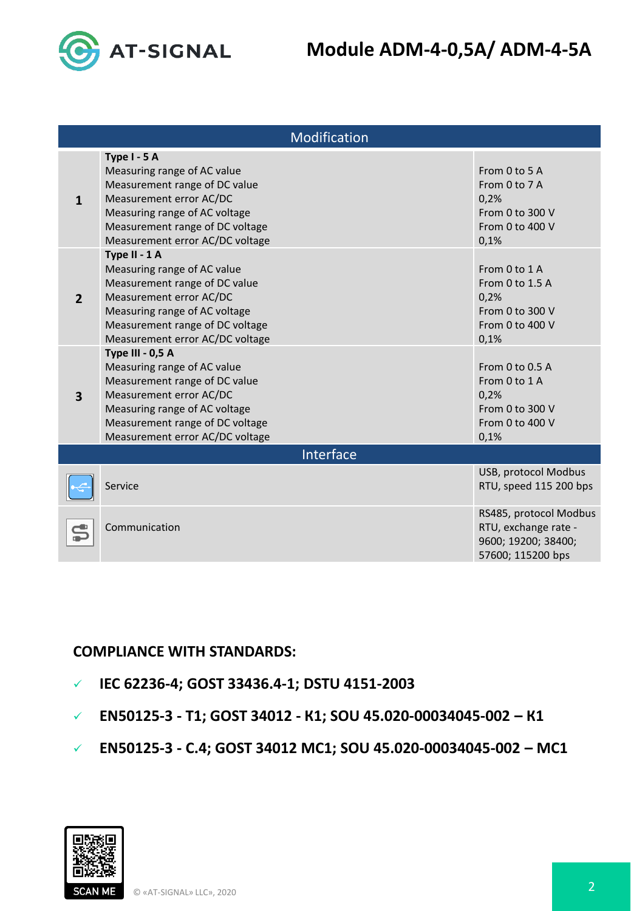| Modification | | |
|---|---|---|
| **1** | **Type I - 5 A**<br>Measuring range of AC value<br>Measurement range of DC value<br>Measurement error AC/DC<br>Measuring range of AC voltage<br>Measurement range of DC voltage<br>Measurement error AC/DC voltage | <br>From 0 to 5 A<br>From 0 to 7 A<br>0,2%<br>From 0 to 300 V<br>From 0 to 400 V<br>0,1% |
| **2** | **Type II - 1 A**<br>Measuring range of AC value<br>Measurement range of DC value<br>Measurement error AC/DC<br>Measuring range of AC voltage<br>Measurement range of DC voltage<br>Measurement error AC/DC voltage | <br>From 0 to 1 A<br>From 0 to 1.5 A<br>0,2%<br>From 0 to 300 V<br>From 0 to 400 V<br>0,1% |
| **3** | **Type III - 0,5 A**<br>Measuring range of AC value<br>Measurement range of DC value<br>Measurement error AC/DC<br>Measuring range of AC voltage<br>Measurement range of DC voltage<br>Measurement error AC/DC voltage | <br>From 0 to 0.5 A<br>From 0 to 1 A<br>0,2%<br>From 0 to 300 V<br>From 0 to 400 V<br>0,1% |
| **Interface** | | |
| | Service | USB, protocol Modbus RTU, speed 115 200 bps |
| | Communication | RS485, protocol Modbus RTU, exchange rate - 9600; 19200; 38400; 57600; 115200 bps |

## COMPLIANCE WITH STANDARDS:

- ✓ **IEC 62236-4; GOST 33436.4-1; DSTU 4151-2003**
- ✓ **EN50125-3 - T1; GOST 34012 - K1; SOU 45.020-00034045-002 – K1**
- ✓ **EN50125-3 - C.4; GOST 34012 MC1; SOU 45.020-00034045-002 – MC1**

SCAN ME

© «AT-SIGNAL» LLC», 2020